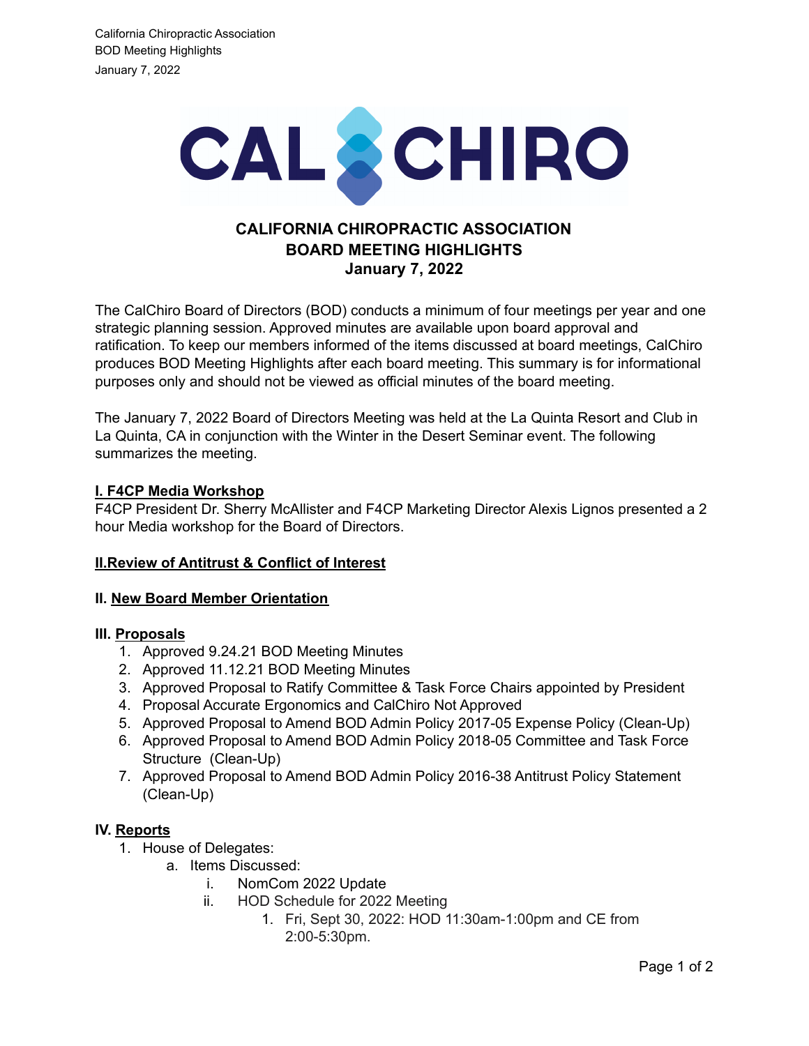# CALIFORNIA CHIROPRACTIC ASSOCIATION
## BOARD MEETING HIGHLIGHTS
## January 7, 2022

The CalChiro Board of Directors (BOD) conducts a minimum of four meetings per year and one strategic planning session. Approved minutes are available upon board approval and ratification. To keep our members informed of the items discussed at board meetings, CalChiro produces BOD Meeting Highlights after each board meeting. This summary is for informational purposes only and should not be viewed as official minutes of the board meeting.

The January 7, 2022 Board of Directors Meeting was held at the La Quinta Resort and Club in La Quinta, CA in conjunction with the Winter in the Desert Seminar event. The following summarizes the meeting.

**I. F4CP Media Workshop**

F4CP President Dr. Sherry McAllister and F4CP Marketing Director Alexis Lignos presented a 2 hour Media workshop for the Board of Directors.

**II.Review of Antitrust & Conflict of Interest**

**II. New Board Member Orientation**

**III. Proposals**

1. Approved 9.24.21 BOD Meeting Minutes
2. Approved 11.12.21 BOD Meeting Minutes
3. Approved Proposal to Ratify Committee & Task Force Chairs appointed by President
4. Proposal Accurate Ergonomics and CalChiro Not Approved
5. Approved Proposal to Amend BOD Admin Policy 2017-05 Expense Policy (Clean-Up)
6. Approved Proposal to Amend BOD Admin Policy 2018-05 Committee and Task Force Structure (Clean-Up)
7. Approved Proposal to Amend BOD Admin Policy 2016-38 Antitrust Policy Statement (Clean-Up)

**IV. Reports**

1. House of Delegates:
    a. Items Discussed:
        i. NomCom 2022 Update
        ii. HOD Schedule for 2022 Meeting
            1. Fri, Sept 30, 2022: HOD 11:30am-1:00pm and CE from 2:00-5:30pm.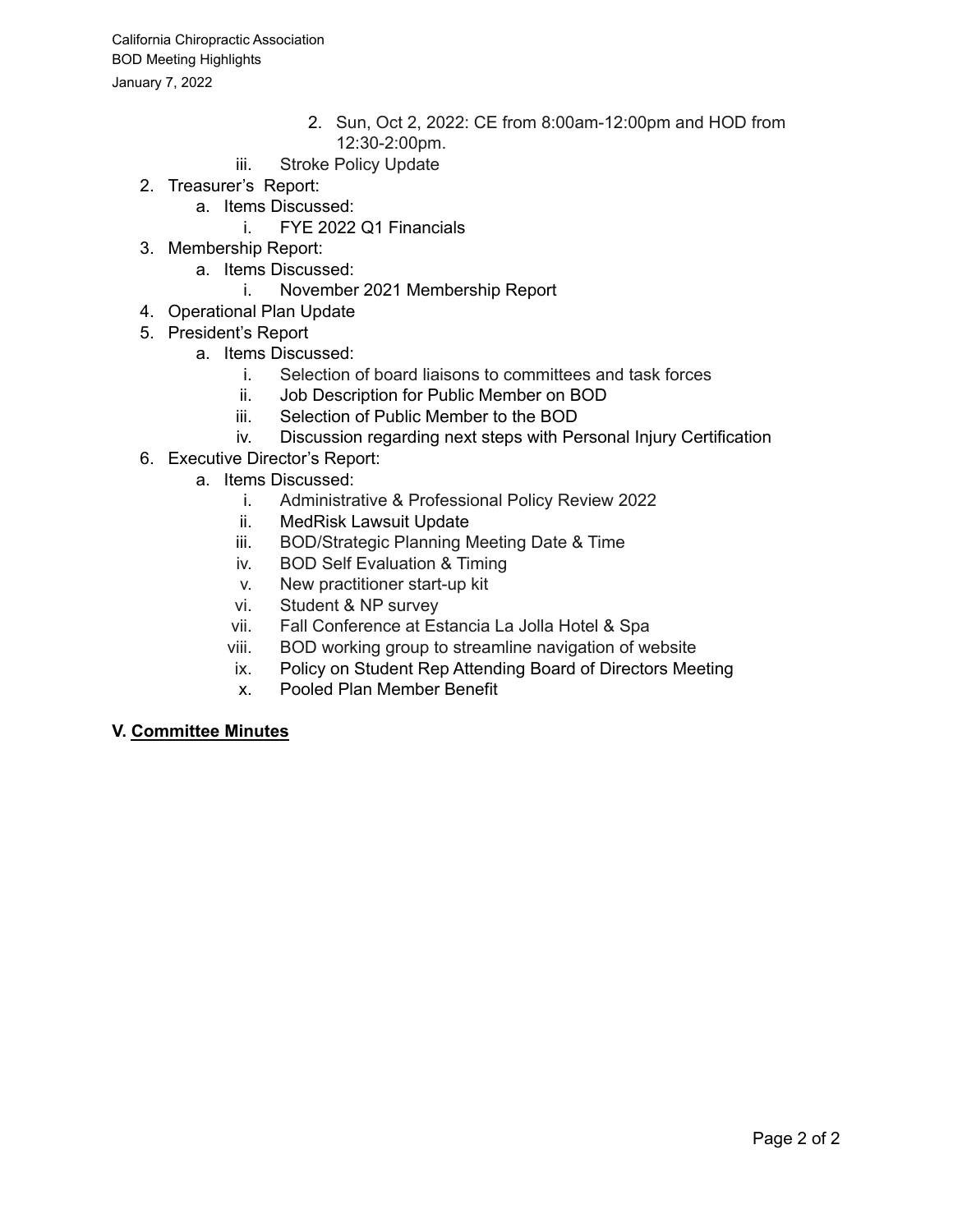2. Sun, Oct 2, 2022: CE from 8:00am-12:00pm and HOD from 12:30-2:00pm.

   iii. Stroke Policy Update

2. Treasurer's Report:
   a. Items Discussed:
      i. FYE 2022 Q1 Financials
3. Membership Report:
   a. Items Discussed:
      i. November 2021 Membership Report
4. Operational Plan Update
5. President's Report
   a. Items Discussed:
      i. Selection of board liaisons to committees and task forces
      ii. Job Description for Public Member on BOD
      iii. Selection of Public Member to the BOD
      iv. Discussion regarding next steps with Personal Injury Certification
6. Executive Director's Report:
   a. Items Discussed:
      i. Administrative & Professional Policy Review 2022
      ii. MedRisk Lawsuit Update
      iii. BOD/Strategic Planning Meeting Date & Time
      iv. BOD Self Evaluation & Timing
      v. New practitioner start-up kit
      vi. Student & NP survey
      vii. Fall Conference at Estancia La Jolla Hotel & Spa
      viii. BOD working group to streamline navigation of website
      ix. Policy on Student Rep Attending Board of Directors Meeting
      x. Pooled Plan Member Benefit

**V. Committee Minutes**